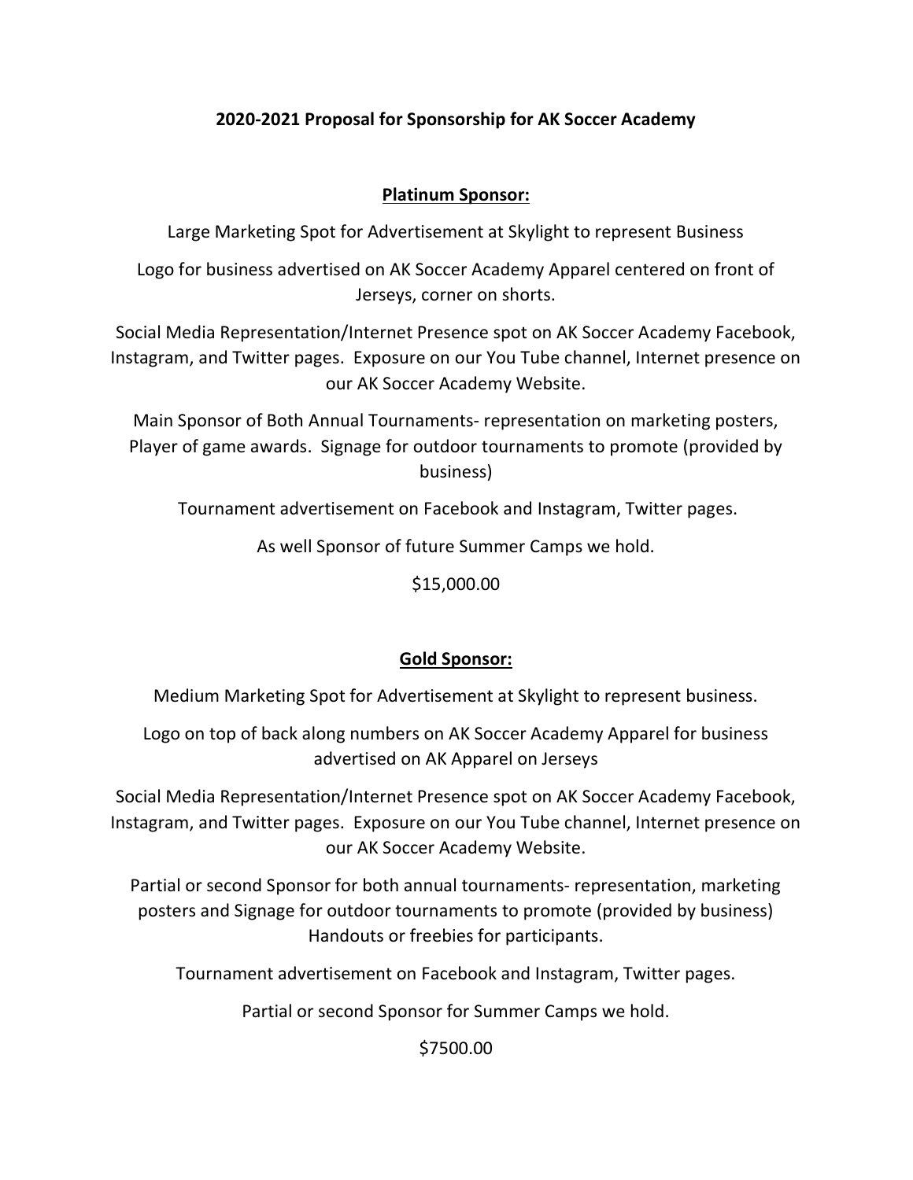**2020-2021 Proposal for Sponsorship for AK Soccer Academy**

**Platinum Sponsor:**

Large Marketing Spot for Advertisement at Skylight to represent Business

Logo for business advertised on AK Soccer Academy Apparel centered on front of Jerseys, corner on shorts.

Social Media Representation/Internet Presence spot on AK Soccer Academy Facebook, Instagram, and Twitter pages. Exposure on our You Tube channel, Internet presence on our AK Soccer Academy Website.

Main Sponsor of Both Annual Tournaments- representation on marketing posters, Player of game awards. Signage for outdoor tournaments to promote (provided by business)

Tournament advertisement on Facebook and Instagram, Twitter pages.

As well Sponsor of future Summer Camps we hold.

$15,000.00

**Gold Sponsor:**

Medium Marketing Spot for Advertisement at Skylight to represent business.

Logo on top of back along numbers on AK Soccer Academy Apparel for business advertised on AK Apparel on Jerseys

Social Media Representation/Internet Presence spot on AK Soccer Academy Facebook, Instagram, and Twitter pages. Exposure on our You Tube channel, Internet presence on our AK Soccer Academy Website.

Partial or second Sponsor for both annual tournaments- representation, marketing posters and Signage for outdoor tournaments to promote (provided by business) Handouts or freebies for participants.

Tournament advertisement on Facebook and Instagram, Twitter pages.

Partial or second Sponsor for Summer Camps we hold.

$7500.00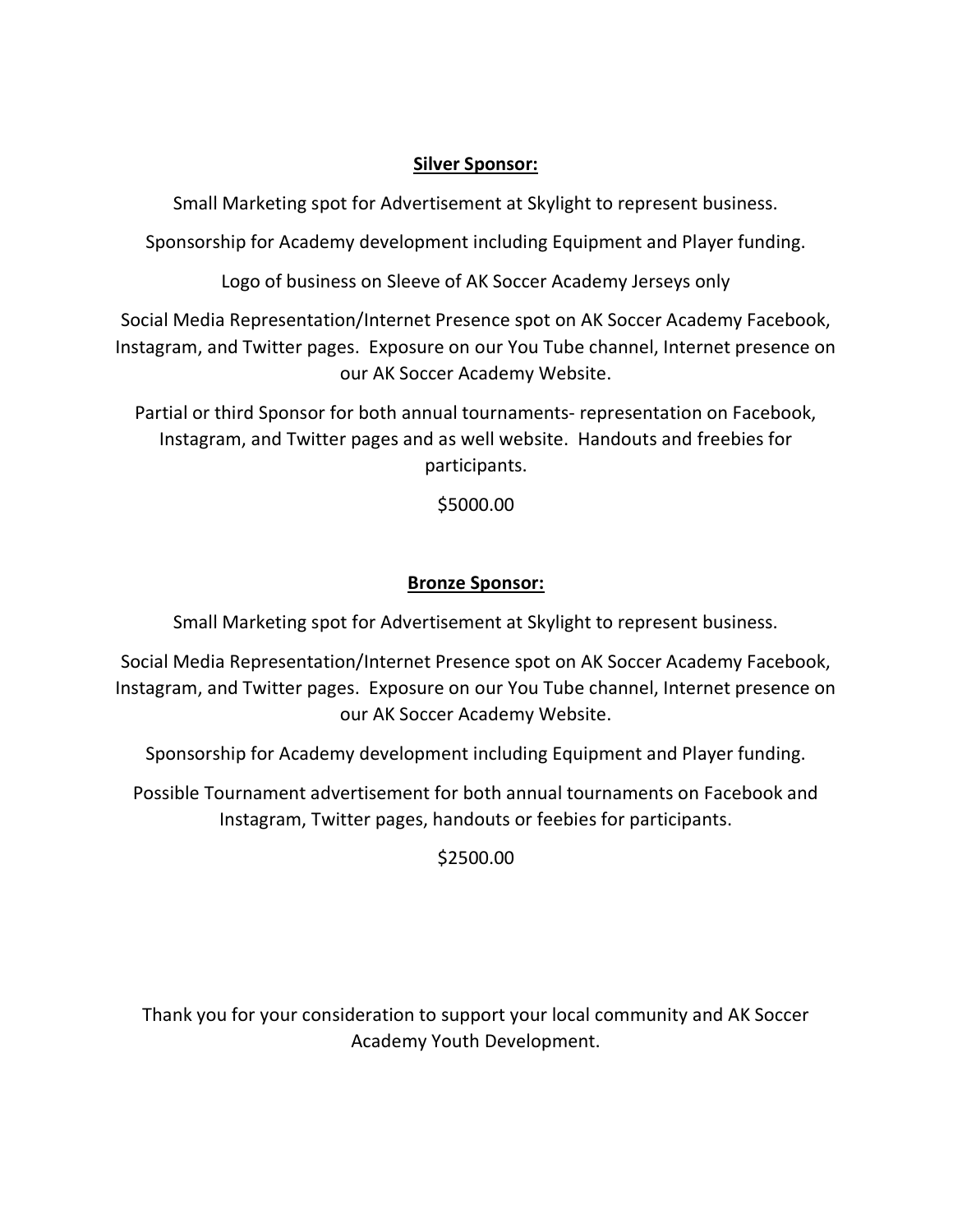**<u>Silver Sponsor:</u>**

Small Marketing spot for Advertisement at Skylight to represent business.

Sponsorship for Academy development including Equipment and Player funding.

Logo of business on Sleeve of AK Soccer Academy Jerseys only

Social Media Representation/Internet Presence spot on AK Soccer Academy Facebook, Instagram, and Twitter pages. Exposure on our You Tube channel, Internet presence on our AK Soccer Academy Website.

Partial or third Sponsor for both annual tournaments- representation on Facebook, Instagram, and Twitter pages and as well website. Handouts and freebies for participants.

$5000.00

**<u>Bronze Sponsor:</u>**

Small Marketing spot for Advertisement at Skylight to represent business.

Social Media Representation/Internet Presence spot on AK Soccer Academy Facebook, Instagram, and Twitter pages. Exposure on our You Tube channel, Internet presence on our AK Soccer Academy Website.

Sponsorship for Academy development including Equipment and Player funding.

Possible Tournament advertisement for both annual tournaments on Facebook and Instagram, Twitter pages, handouts or feebies for participants.

$2500.00

Thank you for your consideration to support your local community and AK Soccer Academy Youth Development.